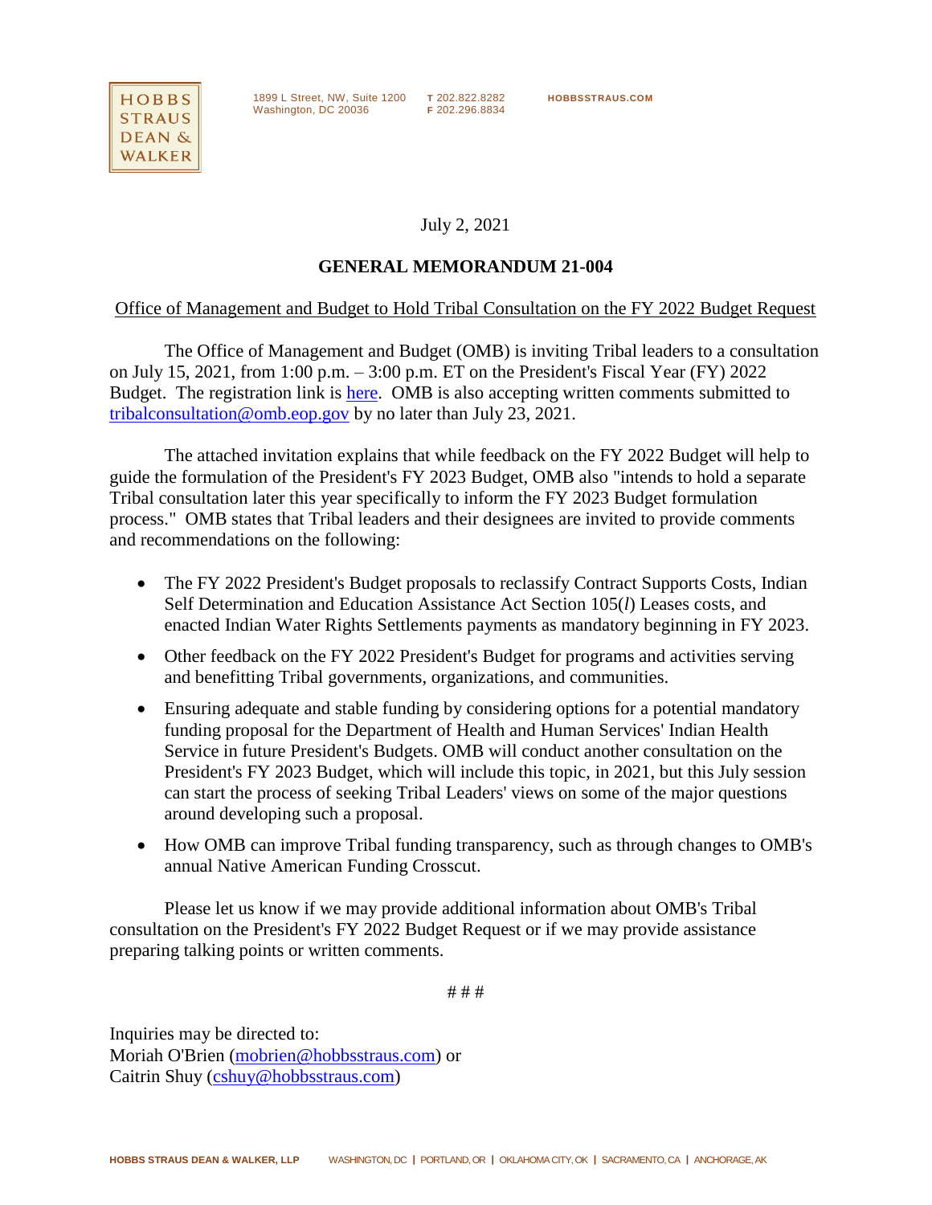HOBBS STRAUS DEAN & WALKER

1899 L Street, NW, Suite 1200
Washington, DC 20036

T 202.822.8282
F 202.296.8834

HOBBSSTRAUS.COM

July 2, 2021

**GENERAL MEMORANDUM 21-004**

Office of Management and Budget to Hold Tribal Consultation on the FY 2022 Budget Request

The Office of Management and Budget (OMB) is inviting Tribal leaders to a consultation on July 15, 2021, from 1:00 p.m. – 3:00 p.m. ET on the President's Fiscal Year (FY) 2022 Budget. The registration link is here. OMB is also accepting written comments submitted to tribalconsultation@omb.eop.gov by no later than July 23, 2021.

The attached invitation explains that while feedback on the FY 2022 Budget will help to guide the formulation of the President's FY 2023 Budget, OMB also "intends to hold a separate Tribal consultation later this year specifically to inform the FY 2023 Budget formulation process." OMB states that Tribal leaders and their designees are invited to provide comments and recommendations on the following:

- The FY 2022 President's Budget proposals to reclassify Contract Supports Costs, Indian Self Determination and Education Assistance Act Section 105(*l*) Leases costs, and enacted Indian Water Rights Settlements payments as mandatory beginning in FY 2023.
- Other feedback on the FY 2022 President's Budget for programs and activities serving and benefitting Tribal governments, organizations, and communities.
- Ensuring adequate and stable funding by considering options for a potential mandatory funding proposal for the Department of Health and Human Services' Indian Health Service in future President's Budgets. OMB will conduct another consultation on the President's FY 2023 Budget, which will include this topic, in 2021, but this July session can start the process of seeking Tribal Leaders' views on some of the major questions around developing such a proposal.
- How OMB can improve Tribal funding transparency, such as through changes to OMB's annual Native American Funding Crosscut.

Please let us know if we may provide additional information about OMB's Tribal consultation on the President's FY 2022 Budget Request or if we may provide assistance preparing talking points or written comments.

# # #

Inquiries may be directed to:
Moriah O'Brien (mobrien@hobbsstraus.com) or
Caitrin Shuy (cshuy@hobbsstraus.com)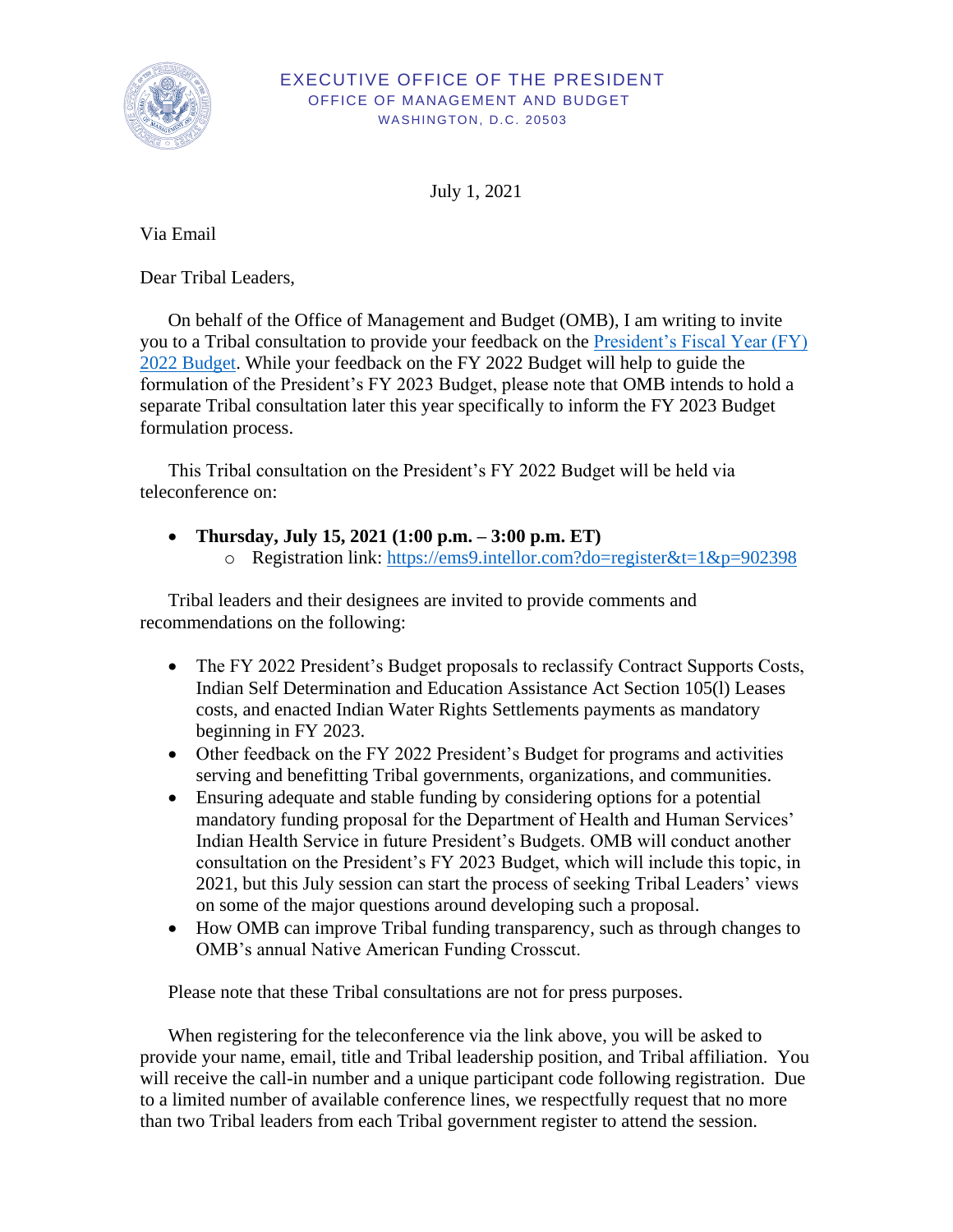EXECUTIVE OFFICE OF THE PRESIDENT
OFFICE OF MANAGEMENT AND BUDGET
WASHINGTON, D.C. 20503

July 1, 2021

Via Email

Dear Tribal Leaders,

On behalf of the Office of Management and Budget (OMB), I am writing to invite you to a Tribal consultation to provide your feedback on the [President's Fiscal Year (FY) 2022 Budget](). While your feedback on the FY 2022 Budget will help to guide the formulation of the President's FY 2023 Budget, please note that OMB intends to hold a separate Tribal consultation later this year specifically to inform the FY 2023 Budget formulation process.

This Tribal consultation on the President's FY 2022 Budget will be held via teleconference on:

- **Thursday, July 15, 2021 (1:00 p.m. – 3:00 p.m. ET)**
  - Registration link: https://ems9.intellor.com?do=register&t=1&p=902398

Tribal leaders and their designees are invited to provide comments and recommendations on the following:

- The FY 2022 President's Budget proposals to reclassify Contract Supports Costs, Indian Self Determination and Education Assistance Act Section 105(l) Leases costs, and enacted Indian Water Rights Settlements payments as mandatory beginning in FY 2023.
- Other feedback on the FY 2022 President's Budget for programs and activities serving and benefitting Tribal governments, organizations, and communities.
- Ensuring adequate and stable funding by considering options for a potential mandatory funding proposal for the Department of Health and Human Services' Indian Health Service in future President's Budgets. OMB will conduct another consultation on the President's FY 2023 Budget, which will include this topic, in 2021, but this July session can start the process of seeking Tribal Leaders' views on some of the major questions around developing such a proposal.
- How OMB can improve Tribal funding transparency, such as through changes to OMB's annual Native American Funding Crosscut.

Please note that these Tribal consultations are not for press purposes.

When registering for the teleconference via the link above, you will be asked to provide your name, email, title and Tribal leadership position, and Tribal affiliation. You will receive the call-in number and a unique participant code following registration. Due to a limited number of available conference lines, we respectfully request that no more than two Tribal leaders from each Tribal government register to attend the session.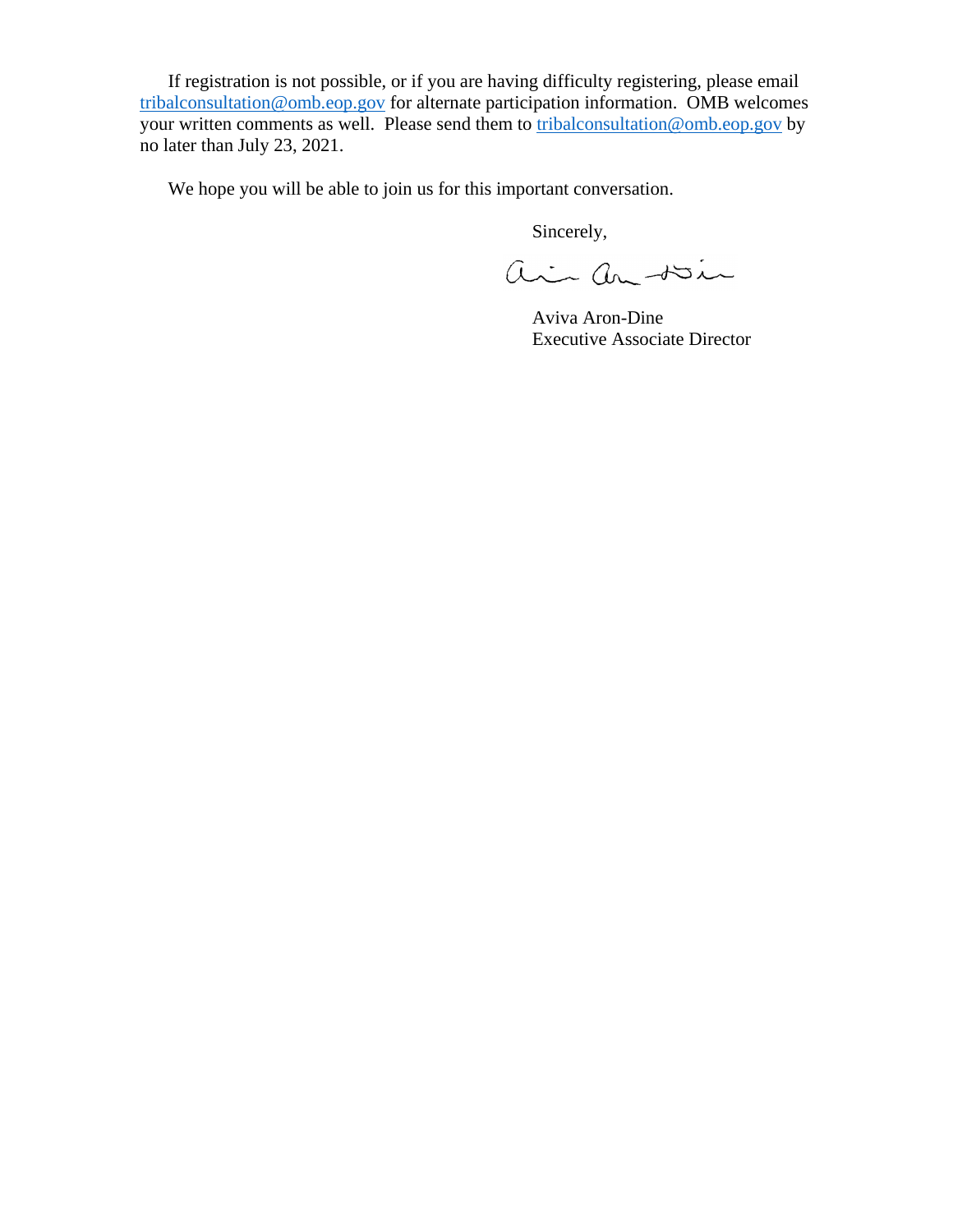If registration is not possible, or if you are having difficulty registering, please email tribalconsultation@omb.eop.gov for alternate participation information. OMB welcomes your written comments as well. Please send them to tribalconsultation@omb.eop.gov by no later than July 23, 2021.

We hope you will be able to join us for this important conversation.

Sincerely,

Aviva Aron-Dine
Executive Associate Director